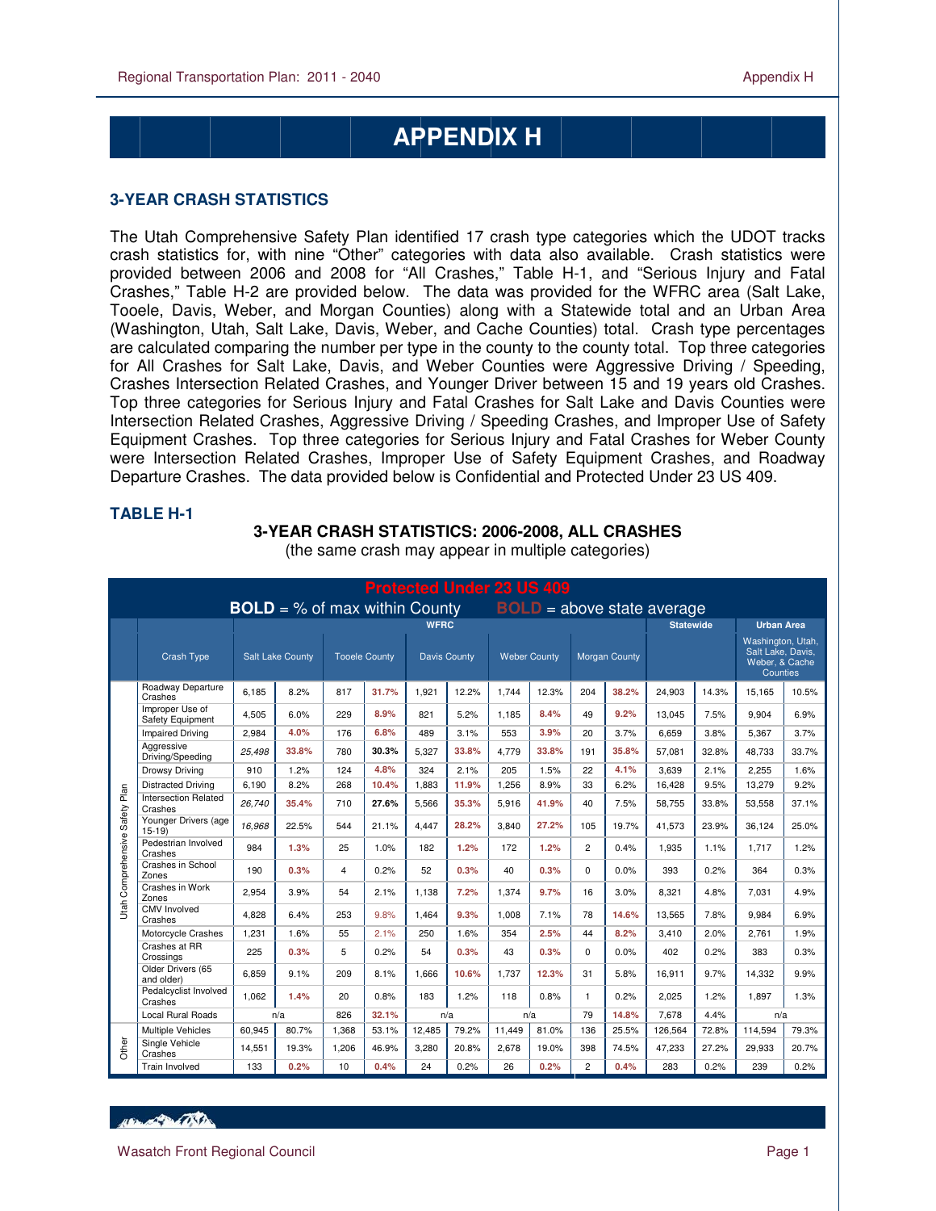# APPENDIX H

## 3-YEAR CRASH STATISTICS

The Utah Comprehensive Safety Plan identified 17 crash type categories which the UDOT tracks crash statistics for, with nine "Other" categories with data also available. Crash statistics were provided between 2006 and 2008 for "All Crashes," Table H-1, and "Serious Injury and Fatal Crashes," Table H-2 are provided below. The data was provided for the WFRC area (Salt Lake, Tooele, Davis, Weber, and Morgan Counties) along with a Statewide total and an Urban Area (Washington, Utah, Salt Lake, Davis, Weber, and Cache Counties) total. Crash type percentages are calculated comparing the number per type in the county to the county total. Top three categories for All Crashes for Salt Lake, Davis, and Weber Counties were Aggressive Driving / Speeding, Crashes Intersection Related Crashes, and Younger Driver between 15 and 19 years old Crashes. Top three categories for Serious Injury and Fatal Crashes for Salt Lake and Davis Counties were Intersection Related Crashes, Aggressive Driving / Speeding Crashes, and Improper Use of Safety Equipment Crashes. Top three categories for Serious Injury and Fatal Crashes for Weber County were Intersection Related Crashes, Improper Use of Safety Equipment Crashes, and Roadway Departure Crashes. The data provided below is Confidential and Protected Under 23 US 409.

### TABLE H-1

**3-YEAR CRASH STATISTICS: 2006-2008, ALL CRASHES**

(the same crash may appear in multiple categories)

Protected Under 23 US 409

**BOLD** = % of max within County **BOLD** = above state average

| | | WFRC | | | | | | | | | | Statewide | | Urban Area | |
|---|---|---|---|---|---|---|---|---|---|---|---|---|---|---|---|
| | Crash Type | Salt Lake County | | Tooele County | | Davis County | | Weber County | | Morgan County | | | | Washington, Utah, Salt Lake, Davis, Weber, & Cache Counties | |
| Utah Comprehensive Safety Plan | Roadway Departure Crashes | 6,185 | 8.2% | 817 | **31.7%** | 1,921 | 12.2% | 1,744 | 12.3% | 204 | **38.2%** | 24,903 | 14.3% | 15,165 | 10.5% |
| | Improper Use of Safety Equipment | 4,505 | 6.0% | 229 | **8.9%** | 821 | 5.2% | 1,185 | **8.4%** | 49 | **9.2%** | 13,045 | 7.5% | 9,904 | 6.9% |
| | Impaired Driving | 2,984 | **4.0%** | 176 | **6.8%** | 489 | 3.1% | 553 | **3.9%** | 20 | 3.7% | 6,659 | 3.8% | 5,367 | 3.7% |
| | Aggressive Driving/Speeding | *25,498* | **33.8%** | 780 | **30.3%** | 5,327 | **33.8%** | 4,779 | **33.8%** | 191 | **35.8%** | 57,081 | 32.8% | 48,733 | 33.7% |
| | Drowsy Driving | 910 | 1.2% | 124 | **4.8%** | 324 | 2.1% | 205 | 1.5% | 22 | **4.1%** | 3,639 | 2.1% | 2,255 | 1.6% |
| | Distracted Driving | 6,190 | 8.2% | 268 | **10.4%** | 1,883 | **11.9%** | 1,256 | 8.9% | 33 | 6.2% | 16,428 | 9.5% | 13,279 | 9.2% |
| | Intersection Related Crashes | *26,740* | **35.4%** | 710 | **27.6%** | 5,566 | **35.3%** | 5,916 | **41.9%** | 40 | 7.5% | 58,755 | 33.8% | 53,558 | 37.1% |
| | Younger Drivers (age 15-19) | *16,968* | 22.5% | 544 | 21.1% | 4,447 | **28.2%** | 3,840 | **27.2%** | 105 | 19.7% | 41,573 | 23.9% | 36,124 | 25.0% |
| | Pedestrian Involved Crashes | 984 | **1.3%** | 25 | 1.0% | 182 | **1.2%** | 172 | **1.2%** | 2 | 0.4% | 1,935 | 1.1% | 1,717 | 1.2% |
| | Crashes in School Zones | 190 | **0.3%** | 4 | 0.2% | 52 | **0.3%** | 40 | **0.3%** | 0 | 0.0% | 393 | 0.2% | 364 | 0.3% |
| | Crashes in Work Zones | 2,954 | 3.9% | 54 | 2.1% | 1,138 | **7.2%** | 1,374 | **9.7%** | 16 | 3.0% | 8,321 | 4.8% | 7,031 | 4.9% |
| | CMV Involved Crashes | 4,828 | 6.4% | 253 | **9.8%** | 1,464 | **9.3%** | 1,008 | 7.1% | 78 | **14.6%** | 13,565 | 7.8% | 9,984 | 6.9% |
| | Motorcycle Crashes | 1,231 | 1.6% | 55 | **2.1%** | 250 | 1.6% | 354 | **2.5%** | 44 | **8.2%** | 3,410 | 2.0% | 2,761 | 1.9% |
| | Crashes at RR Crossings | 225 | **0.3%** | 5 | 0.2% | 54 | **0.3%** | 43 | **0.3%** | 0 | 0.0% | 402 | 0.2% | 383 | 0.3% |
| | Older Drivers (65 and older) | 6,859 | 9.1% | 209 | 8.1% | 1,666 | **10.6%** | 1,737 | **12.3%** | 31 | 5.8% | 16,911 | 9.7% | 14,332 | 9.9% |
| | Pedalcyclist Involved Crashes | 1,062 | **1.4%** | 20 | 0.8% | 183 | 1.2% | 118 | 0.8% | 1 | 0.2% | 2,025 | 1.2% | 1,897 | 1.3% |
| | Local Rural Roads | n/a | | 826 | **32.1%** | n/a | | n/a | | 79 | **14.8%** | 7,678 | 4.4% | n/a | |
| Other | Multiple Vehicles | 60,945 | 80.7% | 1,368 | 53.1% | 12,485 | 79.2% | 11,449 | 81.0% | 136 | 25.5% | 126,564 | 72.8% | 114,594 | 79.3% |
| | Single Vehicle Crashes | 14,551 | 19.3% | 1,206 | 46.9% | 3,280 | 20.8% | 2,678 | 19.0% | 398 | 74.5% | 47,233 | 27.2% | 29,933 | 20.7% |
| | Train Involved | 133 | **0.2%** | 10 | **0.4%** | 24 | 0.2% | 26 | **0.2%** | 2 | **0.4%** | 283 | 0.2% | 239 | 0.2% |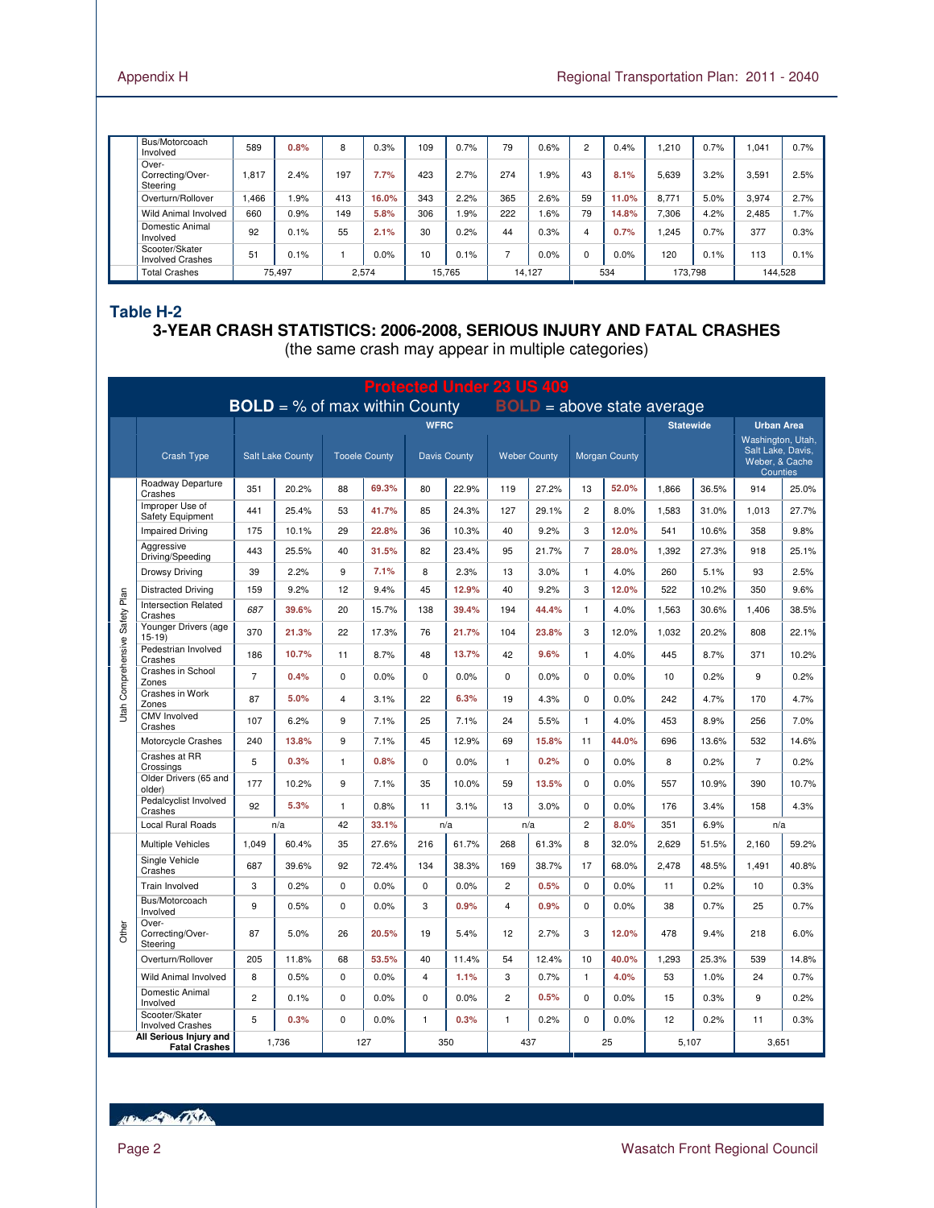| | | | | | | | | | | | | | | | |
|---|---|---|---|---|---|---|---|---|---|---|---|---|---|---|---|
| | Bus/Motorcoach Involved | 589 | **0.8%** | 8 | 0.3% | 109 | 0.7% | 79 | 0.6% | 2 | 0.4% | 1,210 | 0.7% | 1,041 | 0.7% |
| | Over-Correcting/Over-Steering | 1,817 | 2.4% | 197 | **7.7%** | 423 | 2.7% | 274 | 1.9% | 43 | **8.1%** | 5,639 | 3.2% | 3,591 | 2.5% |
| | Overturn/Rollover | 1,466 | 1.9% | 413 | **16.0%** | 343 | 2.2% | 365 | 2.6% | 59 | **11.0%** | 8,771 | 5.0% | 3,974 | 2.7% |
| | Wild Animal Involved | 660 | 0.9% | 149 | **5.8%** | 306 | 1.9% | 222 | 1.6% | 79 | **14.8%** | 7,306 | 4.2% | 2,485 | 1.7% |
| | Domestic Animal Involved | 92 | 0.1% | 55 | **2.1%** | 30 | 0.2% | 44 | 0.3% | 4 | **0.7%** | 1,245 | 0.7% | 377 | 0.3% |
| | Scooter/Skater Involved Crashes | 51 | 0.1% | 1 | 0.0% | 10 | 0.1% | 7 | 0.0% | 0 | 0.0% | 120 | 0.1% | 113 | 0.1% |
| | Total Crashes | 75,497 | | 2,574 | | 15,765 | | 14,127 | | 534 | | 173,798 | | 144,528 | |

## Table H-2

### 3-YEAR CRASH STATISTICS: 2006-2008, SERIOUS INJURY AND FATAL CRASHES

(the same crash may appear in multiple categories)

Protected Under 23 US 409

**BOLD** = % of max within County **BOLD** = above state average

| | | WFRC | | | | | | | | | | Statewide | | Urban Area | |
|---|---|---|---|---|---|---|---|---|---|---|---|---|---|---|---|
| | Crash Type | Salt Lake County | | Tooele County | | Davis County | | Weber County | | Morgan County | | | | Washington, Utah, Salt Lake, Davis, Weber, & Cache Counties | |
| Utah Comprehensive Safety Plan | Roadway Departure Crashes | 351 | 20.2% | 88 | **69.3%** | 80 | 22.9% | 119 | 27.2% | 13 | **52.0%** | 1,866 | 36.5% | 914 | 25.0% |
| | Improper Use of Safety Equipment | 441 | 25.4% | 53 | **41.7%** | 85 | 24.3% | 127 | 29.1% | 2 | 8.0% | 1,583 | 31.0% | 1,013 | 27.7% |
| | Impaired Driving | 175 | 10.1% | 29 | **22.8%** | 36 | 10.3% | 40 | 9.2% | 3 | **12.0%** | 541 | 10.6% | 358 | 9.8% |
| | Aggressive Driving/Speeding | 443 | 25.5% | 40 | **31.5%** | 82 | 23.4% | 95 | 21.7% | 7 | **28.0%** | 1,392 | 27.3% | 918 | 25.1% |
| | Drowsy Driving | 39 | 2.2% | 9 | **7.1%** | 8 | 2.3% | 13 | 3.0% | 1 | 4.0% | 260 | 5.1% | 93 | 2.5% |
| | Distracted Driving | 159 | 9.2% | 12 | 9.4% | 45 | **12.9%** | 40 | 9.2% | 3 | **12.0%** | 522 | 10.2% | 350 | 9.6% |
| | Intersection Related Crashes | *687* | **39.6%** | 20 | 15.7% | 138 | **39.4%** | 194 | **44.4%** | 1 | 4.0% | 1,563 | 30.6% | 1,406 | 38.5% |
| | Younger Drivers (age 15-19) | 370 | **21.3%** | 22 | 17.3% | 76 | **21.7%** | 104 | **23.8%** | 3 | 12.0% | 1,032 | 20.2% | 808 | 22.1% |
| | Pedestrian Involved Crashes | 186 | **10.7%** | 11 | 8.7% | 48 | **13.7%** | 42 | **9.6%** | 1 | 4.0% | 445 | 8.7% | 371 | 10.2% |
| | Crashes in School Zones | 7 | **0.4%** | 0 | 0.0% | 0 | 0.0% | 0 | 0.0% | 0 | 0.0% | 10 | 0.2% | 9 | 0.2% |
| | Crashes in Work Zones | 87 | **5.0%** | 4 | 3.1% | 22 | **6.3%** | 19 | 4.3% | 0 | 0.0% | 242 | 4.7% | 170 | 4.7% |
| | CMV Involved Crashes | 107 | 6.2% | 9 | 7.1% | 25 | 7.1% | 24 | 5.5% | 1 | 4.0% | 453 | 8.9% | 256 | 7.0% |
| | Motorcycle Crashes | 240 | **13.8%** | 9 | 7.1% | 45 | 12.9% | 69 | **15.8%** | 11 | **44.0%** | 696 | 13.6% | 532 | 14.6% |
| | Crashes at RR Crossings | 5 | **0.3%** | 1 | **0.8%** | 0 | 0.0% | 1 | **0.2%** | 0 | 0.0% | 8 | 0.2% | 7 | 0.2% |
| | Older Drivers (65 and older) | 177 | 10.2% | 9 | 7.1% | 35 | 10.0% | 59 | **13.5%** | 0 | 0.0% | 557 | 10.9% | 390 | 10.7% |
| | Pedalcyclist Involved Crashes | 92 | **5.3%** | 1 | 0.8% | 11 | 3.1% | 13 | 3.0% | 0 | 0.0% | 176 | 3.4% | 158 | 4.3% |
| | Local Rural Roads | n/a | | 42 | **33.1%** | n/a | | n/a | | 2 | **8.0%** | 351 | 6.9% | n/a | |
| Other | Multiple Vehicles | 1,049 | 60.4% | 35 | 27.6% | 216 | 61.7% | 268 | 61.3% | 8 | 32.0% | 2,629 | 51.5% | 2,160 | 59.2% |
| | Single Vehicle Crashes | 687 | 39.6% | 92 | 72.4% | 134 | 38.3% | 169 | 38.7% | 17 | 68.0% | 2,478 | 48.5% | 1,491 | 40.8% |
| | Train Involved | 3 | 0.2% | 0 | 0.0% | 0 | 0.0% | 2 | **0.5%** | 0 | 0.0% | 11 | 0.2% | 10 | 0.3% |
| | Bus/Motorcoach Involved | 9 | 0.5% | 0 | 0.0% | 3 | **0.9%** | 4 | **0.9%** | 0 | 0.0% | 38 | 0.7% | 25 | 0.7% |
| | Over-Correcting/Over-Steering | 87 | 5.0% | 26 | **20.5%** | 19 | 5.4% | 12 | 2.7% | 3 | **12.0%** | 478 | 9.4% | 218 | 6.0% |
| | Overturn/Rollover | 205 | 11.8% | 68 | **53.5%** | 40 | 11.4% | 54 | 12.4% | 10 | **40.0%** | 1,293 | 25.3% | 539 | 14.8% |
| | Wild Animal Involved | 8 | 0.5% | 0 | 0.0% | 4 | **1.1%** | 3 | 0.7% | 1 | **4.0%** | 53 | 1.0% | 24 | 0.7% |
| | Domestic Animal Involved | 2 | 0.1% | 0 | 0.0% | 0 | 0.0% | 2 | **0.5%** | 0 | 0.0% | 15 | 0.3% | 9 | 0.2% |
| | Scooter/Skater Involved Crashes | 5 | **0.3%** | 0 | 0.0% | 1 | **0.3%** | 1 | 0.2% | 0 | 0.0% | 12 | 0.2% | 11 | 0.3% |
| | **All Serious Injury and Fatal Crashes** | 1,736 | | 127 | | 350 | | 437 | | 25 | | 5,107 | | 3,651 | |